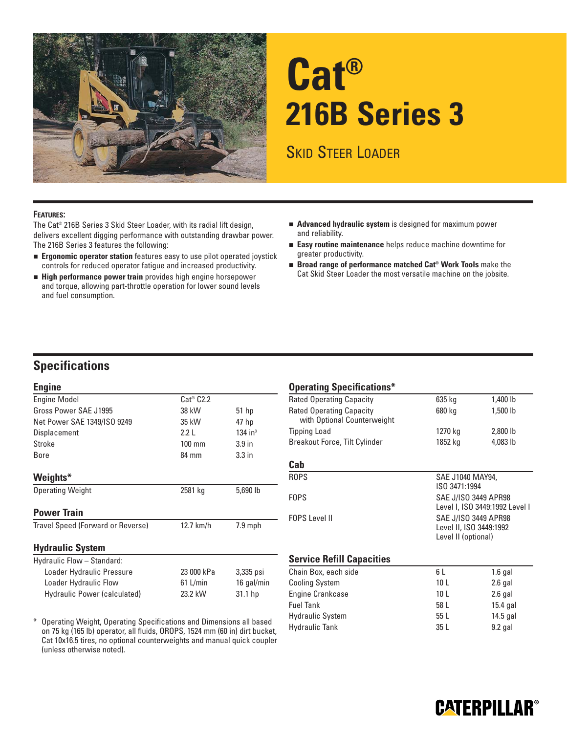# Cat®

# 216B Series 3

## Skid Steer Loader

**Features:**

The Cat® 216B Series 3 Skid Steer Loader, with its radial lift design, delivers excellent digging performance with outstanding drawbar power. The 216B Series 3 features the following:

- **Ergonomic operator station** features easy to use pilot operated joystick controls for reduced operator fatigue and increased productivity.
- **High performance power train** provides high engine horsepower and torque, allowing part-throttle operation for lower sound levels and fuel consumption.
- **Advanced hydraulic system** is designed for maximum power and reliability.
- **Easy routine maintenance** helps reduce machine downtime for greater productivity.
- **Broad range of performance matched Cat® Work Tools** make the Cat Skid Steer Loader the most versatile machine on the jobsite.

## Specifications

### Engine

| | | |
|---|---|---|
| Engine Model | Cat® C2.2 | |
| Gross Power SAE J1995 | 38 kW | 51 hp |
| Net Power SAE 1349/ISO 9249 | 35 kW | 47 hp |
| Displacement | 2.2 L | 134 in³ |
| Stroke | 100 mm | 3.9 in |
| Bore | 84 mm | 3.3 in |

### Weights*

| | | |
|---|---|---|
| Operating Weight | 2581 kg | 5,690 lb |

### Power Train

| | | |
|---|---|---|
| Travel Speed (Forward or Reverse) | 12.7 km/h | 7.9 mph |

### Hydraulic System

| | | |
|---|---|---|
| Hydraulic Flow – Standard: | | |
| Loader Hydraulic Pressure | 23 000 kPa | 3,335 psi |
| Loader Hydraulic Flow | 61 L/min | 16 gal/min |
| Hydraulic Power (calculated) | 23.2 kW | 31.1 hp |

\* Operating Weight, Operating Specifications and Dimensions all based on 75 kg (165 lb) operator, all fluids, OROPS, 1524 mm (60 in) dirt bucket, Cat 10x16.5 tires, no optional counterweights and manual quick coupler (unless otherwise noted).

### Operating Specifications*

| | | |
|---|---|---|
| Rated Operating Capacity | 635 kg | 1,400 lb |
| Rated Operating Capacity with Optional Counterweight | 680 kg | 1,500 lb |
| Tipping Load | 1270 kg | 2,800 lb |
| Breakout Force, Tilt Cylinder | 1852 kg | 4,083 lb |

### Cab

| | |
|---|---|
| ROPS | SAE J1040 MAY94, ISO 3471:1994 |
| FOPS | SAE J/ISO 3449 APR98 Level I, ISO 3449:1992 Level I |
| FOPS Level II | SAE J/ISO 3449 APR98 Level II, ISO 3449:1992 Level II (optional) |

### Service Refill Capacities

| | | |
|---|---|---|
| Chain Box, each side | 6 L | 1.6 gal |
| Cooling System | 10 L | 2.6 gal |
| Engine Crankcase | 10 L | 2.6 gal |
| Fuel Tank | 58 L | 15.4 gal |
| Hydraulic System | 55 L | 14.5 gal |
| Hydraulic Tank | 35 L | 9.2 gal |

CATERPILLAR®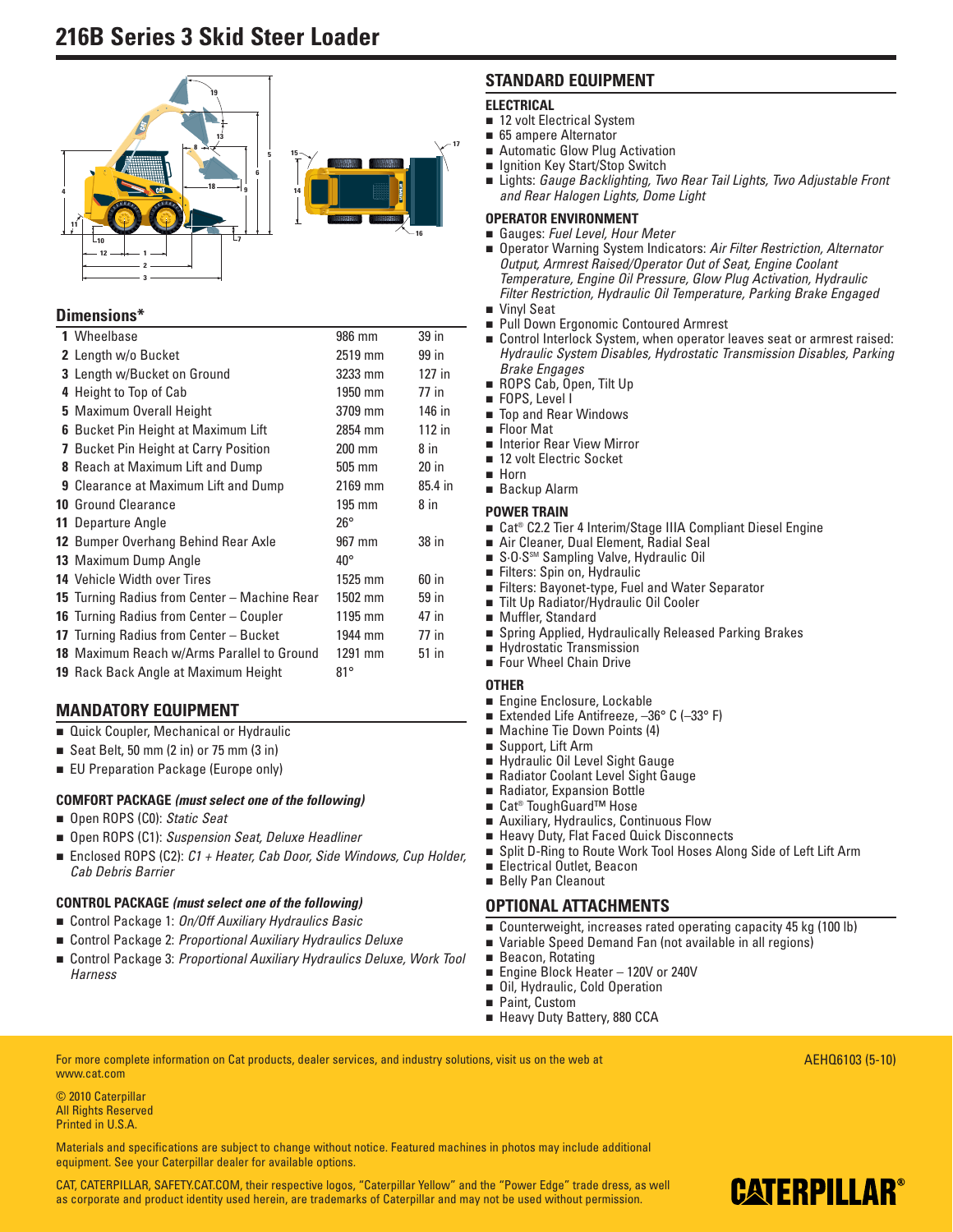# 216B Series 3 Skid Steer Loader

## Dimensions*

| | | |
|---|---|---|
| **1** Wheelbase | 986 mm | 39 in |
| **2** Length w/o Bucket | 2519 mm | 99 in |
| **3** Length w/Bucket on Ground | 3233 mm | 127 in |
| **4** Height to Top of Cab | 1950 mm | 77 in |
| **5** Maximum Overall Height | 3709 mm | 146 in |
| **6** Bucket Pin Height at Maximum Lift | 2854 mm | 112 in |
| **7** Bucket Pin Height at Carry Position | 200 mm | 8 in |
| **8** Reach at Maximum Lift and Dump | 505 mm | 20 in |
| **9** Clearance at Maximum Lift and Dump | 2169 mm | 85.4 in |
| **10** Ground Clearance | 195 mm | 8 in |
| **11** Departure Angle | 26° | |
| **12** Bumper Overhang Behind Rear Axle | 967 mm | 38 in |
| **13** Maximum Dump Angle | 40° | |
| **14** Vehicle Width over Tires | 1525 mm | 60 in |
| **15** Turning Radius from Center – Machine Rear | 1502 mm | 59 in |
| **16** Turning Radius from Center – Coupler | 1195 mm | 47 in |
| **17** Turning Radius from Center – Bucket | 1944 mm | 77 in |
| **18** Maximum Reach w/Arms Parallel to Ground | 1291 mm | 51 in |
| **19** Rack Back Angle at Maximum Height | 81° | |

## MANDATORY EQUIPMENT

- Quick Coupler, Mechanical or Hydraulic
- Seat Belt, 50 mm (2 in) or 75 mm (3 in)
- EU Preparation Package (Europe only)

### COMFORT PACKAGE *(must select one of the following)*

- Open ROPS (C0): *Static Seat*
- Open ROPS (C1): *Suspension Seat, Deluxe Headliner*
- Enclosed ROPS (C2): *C1 + Heater, Cab Door, Side Windows, Cup Holder, Cab Debris Barrier*

### CONTROL PACKAGE *(must select one of the following)*

- Control Package 1: *On/Off Auxiliary Hydraulics Basic*
- Control Package 2: *Proportional Auxiliary Hydraulics Deluxe*
- Control Package 3: *Proportional Auxiliary Hydraulics Deluxe, Work Tool Harness*

## STANDARD EQUIPMENT

### ELECTRICAL

- 12 volt Electrical System
- 65 ampere Alternator
- Automatic Glow Plug Activation
- Ignition Key Start/Stop Switch
- Lights: *Gauge Backlighting, Two Rear Tail Lights, Two Adjustable Front and Rear Halogen Lights, Dome Light*

### OPERATOR ENVIRONMENT

- Gauges: *Fuel Level, Hour Meter*
- Operator Warning System Indicators: *Air Filter Restriction, Alternator Output, Armrest Raised/Operator Out of Seat, Engine Coolant Temperature, Engine Oil Pressure, Glow Plug Activation, Hydraulic Filter Restriction, Hydraulic Oil Temperature, Parking Brake Engaged*
- Vinyl Seat
- Pull Down Ergonomic Contoured Armrest
- Control Interlock System, when operator leaves seat or armrest raised: *Hydraulic System Disables, Hydrostatic Transmission Disables, Parking Brake Engages*
- ROPS Cab, Open, Tilt Up
- FOPS, Level I
- Top and Rear Windows
- Floor Mat
- Interior Rear View Mirror
- 12 volt Electric Socket
- Horn
- Backup Alarm

### POWER TRAIN

- Cat® C2.2 Tier 4 Interim/Stage IIIA Compliant Diesel Engine
- Air Cleaner, Dual Element, Radial Seal
- S·O·S℠ Sampling Valve, Hydraulic Oil
- Filters: Spin on, Hydraulic
- Filters: Bayonet-type, Fuel and Water Separator
- Tilt Up Radiator/Hydraulic Oil Cooler
- Muffler, Standard
- Spring Applied, Hydraulically Released Parking Brakes
- Hydrostatic Transmission
- Four Wheel Chain Drive

### OTHER

- Engine Enclosure, Lockable
- Extended Life Antifreeze, –36° C (–33° F)
- Machine Tie Down Points (4)
- Support, Lift Arm
- Hydraulic Oil Level Sight Gauge
- Radiator Coolant Level Sight Gauge
- Radiator, Expansion Bottle
- Cat® ToughGuard™ Hose
- Auxiliary, Hydraulics, Continuous Flow
- Heavy Duty, Flat Faced Quick Disconnects
- Split D-Ring to Route Work Tool Hoses Along Side of Left Lift Arm
- Electrical Outlet, Beacon
- Belly Pan Cleanout

## OPTIONAL ATTACHMENTS

- Counterweight, increases rated operating capacity 45 kg (100 lb)
- Variable Speed Demand Fan (not available in all regions)
- Beacon, Rotating
- Engine Block Heater – 120V or 240V
- Oil, Hydraulic, Cold Operation
- Paint, Custom
- Heavy Duty Battery, 880 CCA

For more complete information on Cat products, dealer services, and industry solutions, visit us on the web at www.cat.com

AEHQ6103 (5-10)

© 2010 Caterpillar
All Rights Reserved
Printed in U.S.A.

Materials and specifications are subject to change without notice. Featured machines in photos may include additional equipment. See your Caterpillar dealer for available options.

CAT, CATERPILLAR, SAFETY.CAT.COM, their respective logos, "Caterpillar Yellow" and the "Power Edge" trade dress, as well as corporate and product identity used herein, are trademarks of Caterpillar and may not be used without permission.

CATERPILLAR®